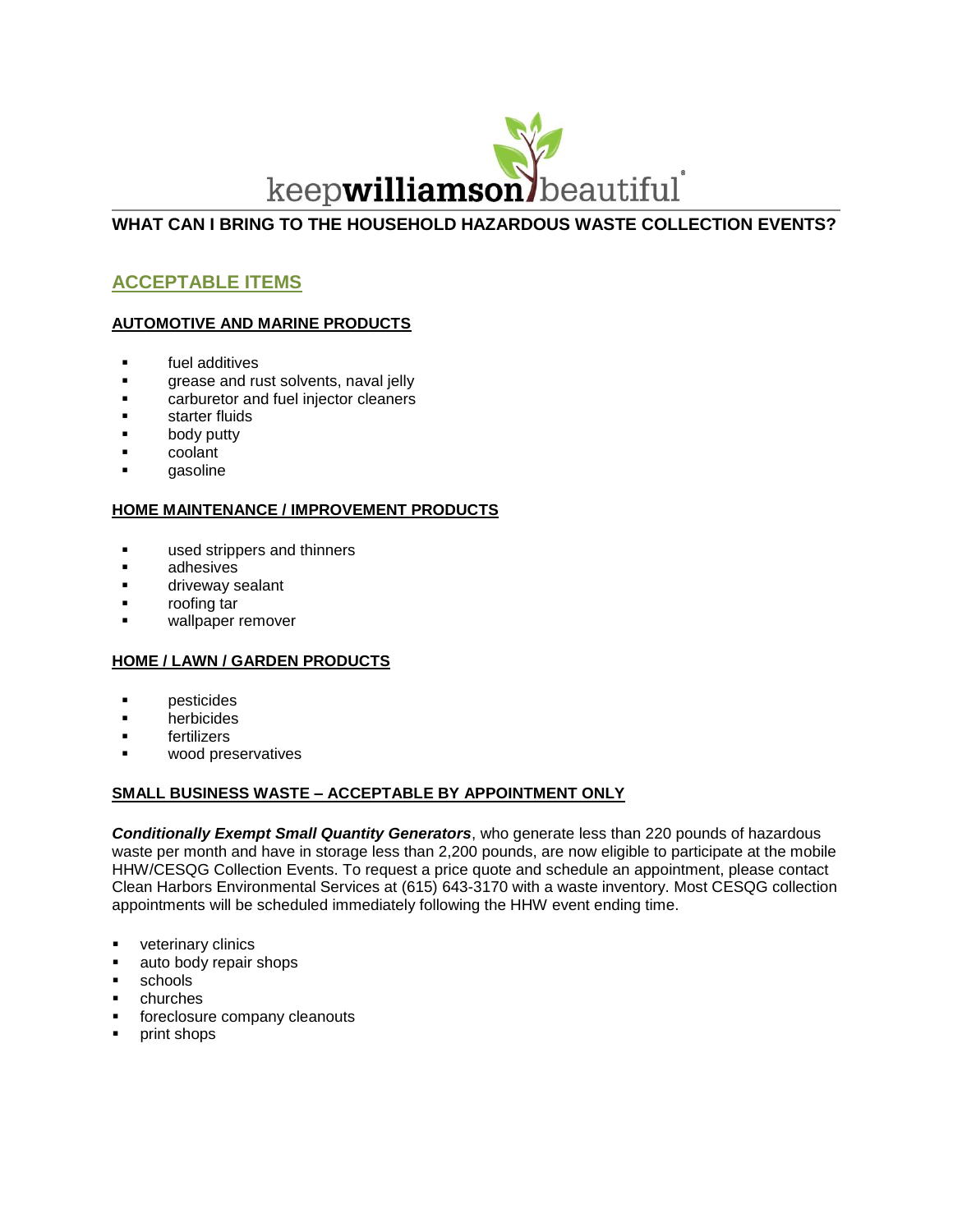keep**williamson**beautiful

# WHAT CAN I BRING TO THE HOUSEHOLD HAZARDOUS WASTE COLLECTION EVENTS?

## ACCEPTABLE ITEMS

### AUTOMOTIVE AND MARINE PRODUCTS

- fuel additives
- grease and rust solvents, naval jelly
- carburetor and fuel injector cleaners
- starter fluids
- body putty
- coolant
- gasoline

### HOME MAINTENANCE / IMPROVEMENT PRODUCTS

- used strippers and thinners
- adhesives
- driveway sealant
- roofing tar
- wallpaper remover

### HOME / LAWN / GARDEN PRODUCTS

- pesticides
- herbicides
- fertilizers
- wood preservatives

### SMALL BUSINESS WASTE – ACCEPTABLE BY APPOINTMENT ONLY

***Conditionally Exempt Small Quantity Generators***, who generate less than 220 pounds of hazardous waste per month and have in storage less than 2,200 pounds, are now eligible to participate at the mobile HHW/CESQG Collection Events. To request a price quote and schedule an appointment, please contact Clean Harbors Environmental Services at (615) 643-3170 with a waste inventory. Most CESQG collection appointments will be scheduled immediately following the HHW event ending time.

- veterinary clinics
- auto body repair shops
- schools
- churches
- foreclosure company cleanouts
- print shops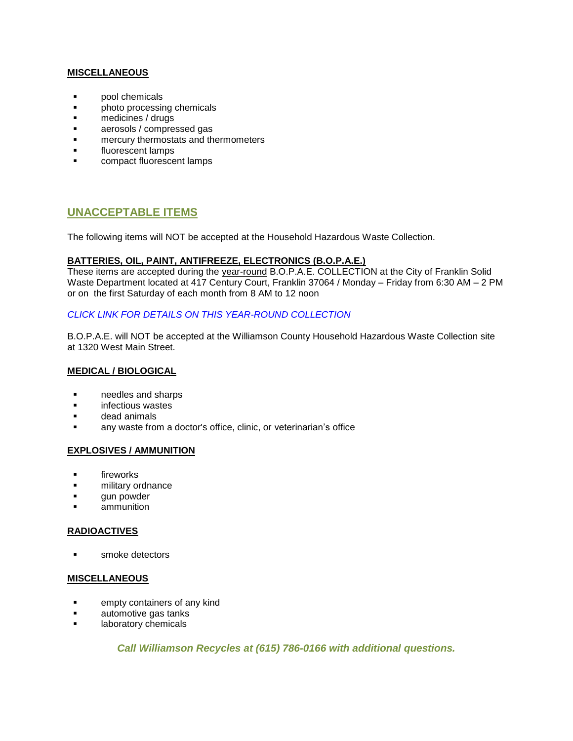**MISCELLANEOUS**

- pool chemicals
- photo processing chemicals
- medicines / drugs
- aerosols / compressed gas
- mercury thermostats and thermometers
- fluorescent lamps
- compact fluorescent lamps

## UNACCEPTABLE ITEMS

The following items will NOT be accepted at the Household Hazardous Waste Collection.

**BATTERIES, OIL, PAINT, ANTIFREEZE, ELECTRONICS (B.O.P.A.E.)**
These items are accepted during the year-round B.O.P.A.E. COLLECTION at the City of Franklin Solid Waste Department located at 417 Century Court, Franklin 37064 / Monday – Friday from 6:30 AM – 2 PM or on the first Saturday of each month from 8 AM to 12 noon

*CLICK LINK FOR DETAILS ON THIS YEAR-ROUND COLLECTION*

B.O.P.A.E. will NOT be accepted at the Williamson County Household Hazardous Waste Collection site at 1320 West Main Street.

**MEDICAL / BIOLOGICAL**

- needles and sharps
- infectious wastes
- dead animals
- any waste from a doctor's office, clinic, or veterinarian's office

**EXPLOSIVES / AMMUNITION**

- fireworks
- military ordnance
- gun powder
- ammunition

**RADIOACTIVES**

- smoke detectors

**MISCELLANEOUS**

- empty containers of any kind
- automotive gas tanks
- laboratory chemicals

***Call Williamson Recycles at (615) 786-0166 with additional questions.***